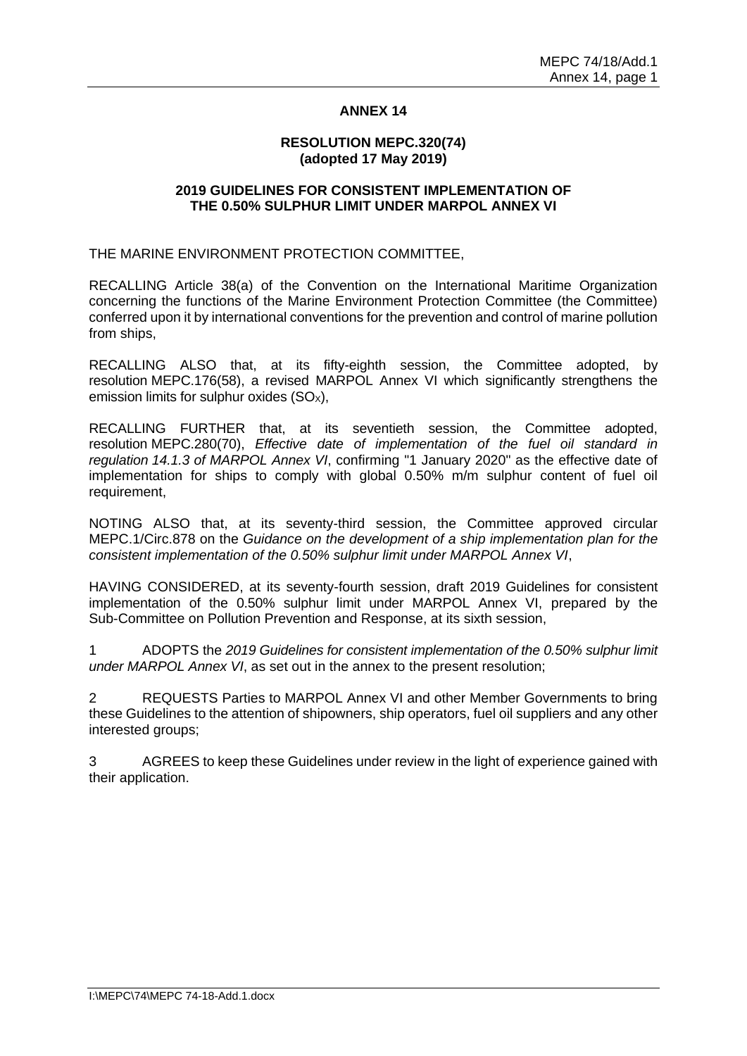## ANNEX 14

### RESOLUTION MEPC.320(74)
**(adopted 17 May 2019)**

### 2019 GUIDELINES FOR CONSISTENT IMPLEMENTATION OF THE 0.50% SULPHUR LIMIT UNDER MARPOL ANNEX VI

THE MARINE ENVIRONMENT PROTECTION COMMITTEE,

RECALLING Article 38(a) of the Convention on the International Maritime Organization concerning the functions of the Marine Environment Protection Committee (the Committee) conferred upon it by international conventions for the prevention and control of marine pollution from ships,

RECALLING ALSO that, at its fifty-eighth session, the Committee adopted, by resolution MEPC.176(58), a revised MARPOL Annex VI which significantly strengthens the emission limits for sulphur oxides ($SO_X$),

RECALLING FURTHER that, at its seventieth session, the Committee adopted, resolution MEPC.280(70), *Effective date of implementation of the fuel oil standard in regulation 14.1.3 of MARPOL Annex VI*, confirming "1 January 2020" as the effective date of implementation for ships to comply with global 0.50% m/m sulphur content of fuel oil requirement,

NOTING ALSO that, at its seventy-third session, the Committee approved circular MEPC.1/Circ.878 on the *Guidance on the development of a ship implementation plan for the consistent implementation of the 0.50% sulphur limit under MARPOL Annex VI*,

HAVING CONSIDERED, at its seventy-fourth session, draft 2019 Guidelines for consistent implementation of the 0.50% sulphur limit under MARPOL Annex VI, prepared by the Sub-Committee on Pollution Prevention and Response, at its sixth session,

1 ADOPTS the *2019 Guidelines for consistent implementation of the 0.50% sulphur limit under MARPOL Annex VI*, as set out in the annex to the present resolution;

2 REQUESTS Parties to MARPOL Annex VI and other Member Governments to bring these Guidelines to the attention of shipowners, ship operators, fuel oil suppliers and any other interested groups;

3 AGREES to keep these Guidelines under review in the light of experience gained with their application.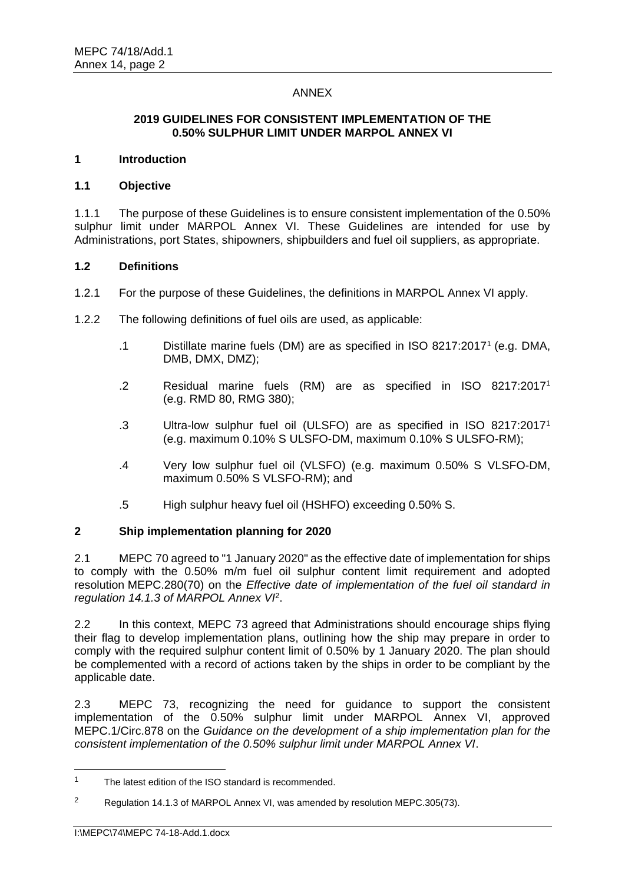ANNEX

## 2019 GUIDELINES FOR CONSISTENT IMPLEMENTATION OF THE 0.50% SULPHUR LIMIT UNDER MARPOL ANNEX VI

## 1 Introduction

### 1.1 Objective

1.1.1 The purpose of these Guidelines is to ensure consistent implementation of the 0.50% sulphur limit under MARPOL Annex VI. These Guidelines are intended for use by Administrations, port States, shipowners, shipbuilders and fuel oil suppliers, as appropriate.

### 1.2 Definitions

1.2.1 For the purpose of these Guidelines, the definitions in MARPOL Annex VI apply.

1.2.2 The following definitions of fuel oils are used, as applicable:

.1 Distillate marine fuels (DM) are as specified in ISO 8217:2017[1] (e.g. DMA, DMB, DMX, DMZ);

.2 Residual marine fuels (RM) are as specified in ISO 8217:2017[1] (e.g. RMD 80, RMG 380);

.3 Ultra-low sulphur fuel oil (ULSFO) are as specified in ISO 8217:2017[1] (e.g. maximum 0.10% S ULSFO-DM, maximum 0.10% S ULSFO-RM);

.4 Very low sulphur fuel oil (VLSFO) (e.g. maximum 0.50% S VLSFO-DM, maximum 0.50% S VLSFO-RM); and

.5 High sulphur heavy fuel oil (HSHFO) exceeding 0.50% S.

## 2 Ship implementation planning for 2020

2.1 MEPC 70 agreed to "1 January 2020" as the effective date of implementation for ships to comply with the 0.50% m/m fuel oil sulphur content limit requirement and adopted resolution MEPC.280(70) on the *Effective date of implementation of the fuel oil standard in regulation 14.1.3 of MARPOL Annex VI*[2].

2.2 In this context, MEPC 73 agreed that Administrations should encourage ships flying their flag to develop implementation plans, outlining how the ship may prepare in order to comply with the required sulphur content limit of 0.50% by 1 January 2020. The plan should be complemented with a record of actions taken by the ships in order to be compliant by the applicable date.

2.3 MEPC 73, recognizing the need for guidance to support the consistent implementation of the 0.50% sulphur limit under MARPOL Annex VI, approved MEPC.1/Circ.878 on the *Guidance on the development of a ship implementation plan for the consistent implementation of the 0.50% sulphur limit under MARPOL Annex VI*.

---

[1] The latest edition of the ISO standard is recommended.

[2] Regulation 14.1.3 of MARPOL Annex VI, was amended by resolution MEPC.305(73).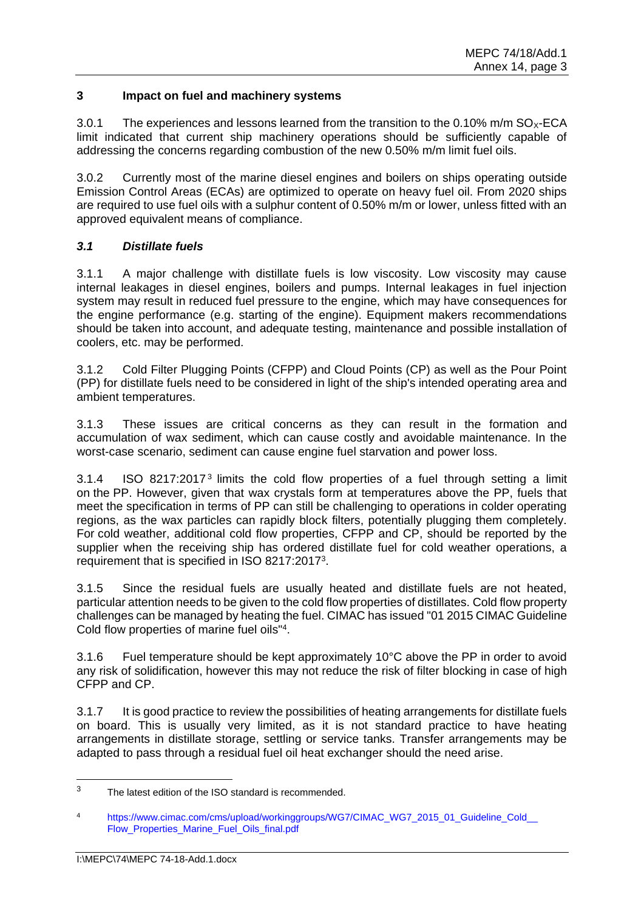## 3 Impact on fuel and machinery systems

3.0.1 The experiences and lessons learned from the transition to the 0.10% m/m $SO_X$-ECA limit indicated that current ship machinery operations should be sufficiently capable of addressing the concerns regarding combustion of the new 0.50% m/m limit fuel oils.

3.0.2 Currently most of the marine diesel engines and boilers on ships operating outside Emission Control Areas (ECAs) are optimized to operate on heavy fuel oil. From 2020 ships are required to use fuel oils with a sulphur content of 0.50% m/m or lower, unless fitted with an approved equivalent means of compliance.

### *3.1 Distillate fuels*

3.1.1 A major challenge with distillate fuels is low viscosity. Low viscosity may cause internal leakages in diesel engines, boilers and pumps. Internal leakages in fuel injection system may result in reduced fuel pressure to the engine, which may have consequences for the engine performance (e.g. starting of the engine). Equipment makers recommendations should be taken into account, and adequate testing, maintenance and possible installation of coolers, etc. may be performed.

3.1.2 Cold Filter Plugging Points (CFPP) and Cloud Points (CP) as well as the Pour Point (PP) for distillate fuels need to be considered in light of the ship's intended operating area and ambient temperatures.

3.1.3 These issues are critical concerns as they can result in the formation and accumulation of wax sediment, which can cause costly and avoidable maintenance. In the worst-case scenario, sediment can cause engine fuel starvation and power loss.

3.1.4 ISO 8217:2017[3] limits the cold flow properties of a fuel through setting a limit on the PP. However, given that wax crystals form at temperatures above the PP, fuels that meet the specification in terms of PP can still be challenging to operations in colder operating regions, as the wax particles can rapidly block filters, potentially plugging them completely. For cold weather, additional cold flow properties, CFPP and CP, should be reported by the supplier when the receiving ship has ordered distillate fuel for cold weather operations, a requirement that is specified in ISO 8217:2017[3].

3.1.5 Since the residual fuels are usually heated and distillate fuels are not heated, particular attention needs to be given to the cold flow properties of distillates. Cold flow property challenges can be managed by heating the fuel. CIMAC has issued "01 2015 CIMAC Guideline Cold flow properties of marine fuel oils"[4].

3.1.6 Fuel temperature should be kept approximately 10°C above the PP in order to avoid any risk of solidification, however this may not reduce the risk of filter blocking in case of high CFPP and CP.

3.1.7 It is good practice to review the possibilities of heating arrangements for distillate fuels on board. This is usually very limited, as it is not standard practice to have heating arrangements in distillate storage, settling or service tanks. Transfer arrangements may be adapted to pass through a residual fuel oil heat exchanger should the need arise.

---

[3] The latest edition of the ISO standard is recommended.

[4] https://www.cimac.com/cms/upload/workinggroups/WG7/CIMAC_WG7_2015_01_Guideline_Cold__Flow_Properties_Marine_Fuel_Oils_final.pdf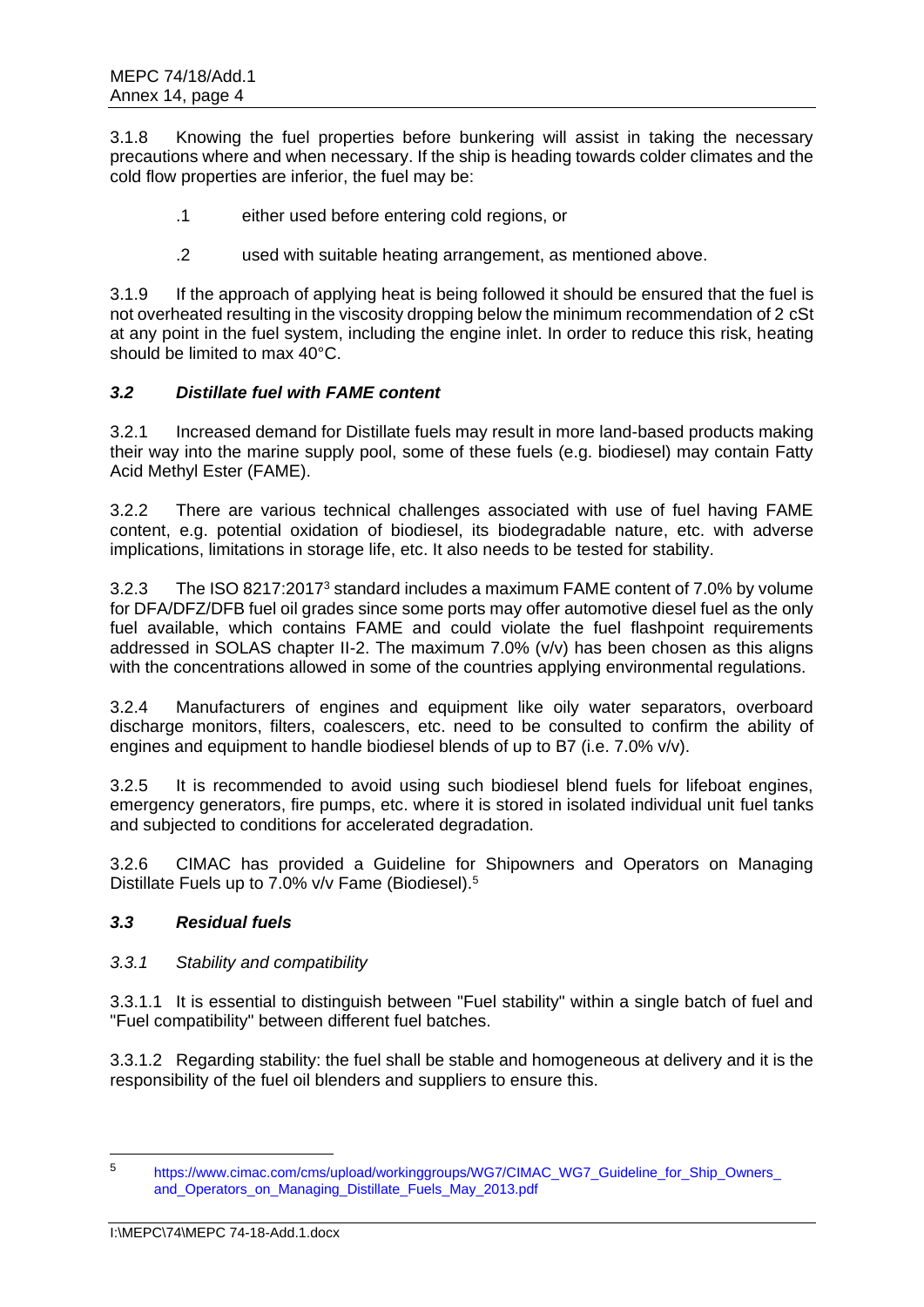3.1.8 Knowing the fuel properties before bunkering will assist in taking the necessary precautions where and when necessary. If the ship is heading towards colder climates and the cold flow properties are inferior, the fuel may be:

.1 either used before entering cold regions, or

.2 used with suitable heating arrangement, as mentioned above.

3.1.9 If the approach of applying heat is being followed it should be ensured that the fuel is not overheated resulting in the viscosity dropping below the minimum recommendation of 2 cSt at any point in the fuel system, including the engine inlet. In order to reduce this risk, heating should be limited to max 40°C.

### *3.2 Distillate fuel with FAME content*

3.2.1 Increased demand for Distillate fuels may result in more land-based products making their way into the marine supply pool, some of these fuels (e.g. biodiesel) may contain Fatty Acid Methyl Ester (FAME).

3.2.2 There are various technical challenges associated with use of fuel having FAME content, e.g. potential oxidation of biodiesel, its biodegradable nature, etc. with adverse implications, limitations in storage life, etc. It also needs to be tested for stability.

3.2.3 The ISO 8217:2017[3] standard includes a maximum FAME content of 7.0% by volume for DFA/DFZ/DFB fuel oil grades since some ports may offer automotive diesel fuel as the only fuel available, which contains FAME and could violate the fuel flashpoint requirements addressed in SOLAS chapter II-2. The maximum 7.0% (v/v) has been chosen as this aligns with the concentrations allowed in some of the countries applying environmental regulations.

3.2.4 Manufacturers of engines and equipment like oily water separators, overboard discharge monitors, filters, coalescers, etc. need to be consulted to confirm the ability of engines and equipment to handle biodiesel blends of up to B7 (i.e. 7.0% v/v).

3.2.5 It is recommended to avoid using such biodiesel blend fuels for lifeboat engines, emergency generators, fire pumps, etc. where it is stored in isolated individual unit fuel tanks and subjected to conditions for accelerated degradation.

3.2.6 CIMAC has provided a Guideline for Shipowners and Operators on Managing Distillate Fuels up to 7.0% v/v Fame (Biodiesel).[5]

### *3.3 Residual fuels*

#### *3.3.1 Stability and compatibility*

3.3.1.1 It is essential to distinguish between "Fuel stability" within a single batch of fuel and "Fuel compatibility" between different fuel batches.

3.3.1.2 Regarding stability: the fuel shall be stable and homogeneous at delivery and it is the responsibility of the fuel oil blenders and suppliers to ensure this.

---

[5] https://www.cimac.com/cms/upload/workinggroups/WG7/CIMAC_WG7_Guideline_for_Ship_Owners_and_Operators_on_Managing_Distillate_Fuels_May_2013.pdf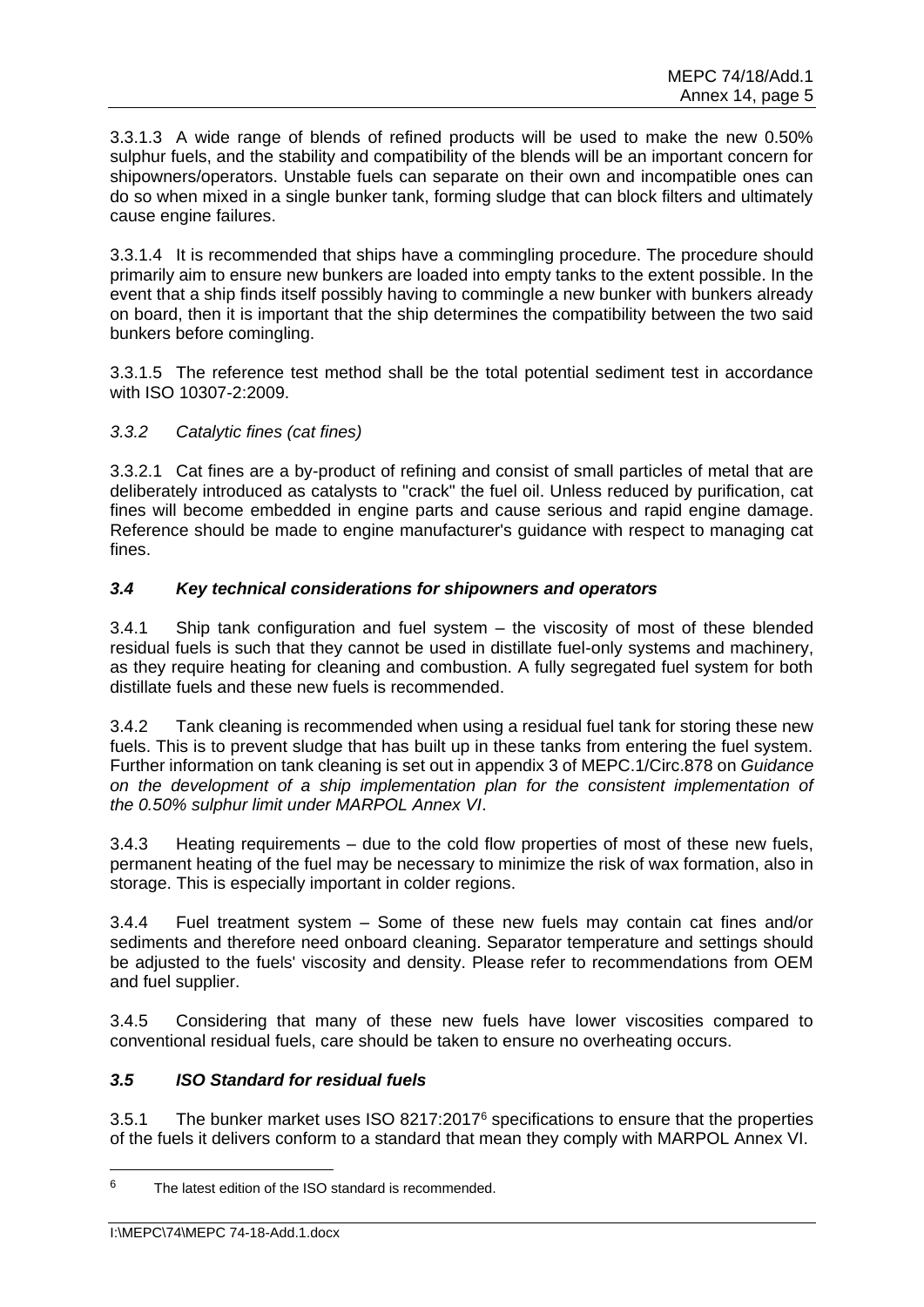3.3.1.3 A wide range of blends of refined products will be used to make the new 0.50% sulphur fuels, and the stability and compatibility of the blends will be an important concern for shipowners/operators. Unstable fuels can separate on their own and incompatible ones can do so when mixed in a single bunker tank, forming sludge that can block filters and ultimately cause engine failures.

3.3.1.4 It is recommended that ships have a commingling procedure. The procedure should primarily aim to ensure new bunkers are loaded into empty tanks to the extent possible. In the event that a ship finds itself possibly having to commingle a new bunker with bunkers already on board, then it is important that the ship determines the compatibility between the two said bunkers before comingling.

3.3.1.5 The reference test method shall be the total potential sediment test in accordance with ISO 10307-2:2009.

*3.3.2 Catalytic fines (cat fines)*

3.3.2.1 Cat fines are a by-product of refining and consist of small particles of metal that are deliberately introduced as catalysts to "crack" the fuel oil. Unless reduced by purification, cat fines will become embedded in engine parts and cause serious and rapid engine damage. Reference should be made to engine manufacturer's guidance with respect to managing cat fines.

### *3.4 Key technical considerations for shipowners and operators*

3.4.1 Ship tank configuration and fuel system – the viscosity of most of these blended residual fuels is such that they cannot be used in distillate fuel-only systems and machinery, as they require heating for cleaning and combustion. A fully segregated fuel system for both distillate fuels and these new fuels is recommended.

3.4.2 Tank cleaning is recommended when using a residual fuel tank for storing these new fuels. This is to prevent sludge that has built up in these tanks from entering the fuel system. Further information on tank cleaning is set out in appendix 3 of MEPC.1/Circ.878 on *Guidance on the development of a ship implementation plan for the consistent implementation of the 0.50% sulphur limit under MARPOL Annex VI*.

3.4.3 Heating requirements – due to the cold flow properties of most of these new fuels, permanent heating of the fuel may be necessary to minimize the risk of wax formation, also in storage. This is especially important in colder regions.

3.4.4 Fuel treatment system – Some of these new fuels may contain cat fines and/or sediments and therefore need onboard cleaning. Separator temperature and settings should be adjusted to the fuels' viscosity and density. Please refer to recommendations from OEM and fuel supplier.

3.4.5 Considering that many of these new fuels have lower viscosities compared to conventional residual fuels, care should be taken to ensure no overheating occurs.

### *3.5 ISO Standard for residual fuels*

3.5.1 The bunker market uses ISO 8217:2017[6] specifications to ensure that the properties of the fuels it delivers conform to a standard that mean they comply with MARPOL Annex VI.

---

[6] The latest edition of the ISO standard is recommended.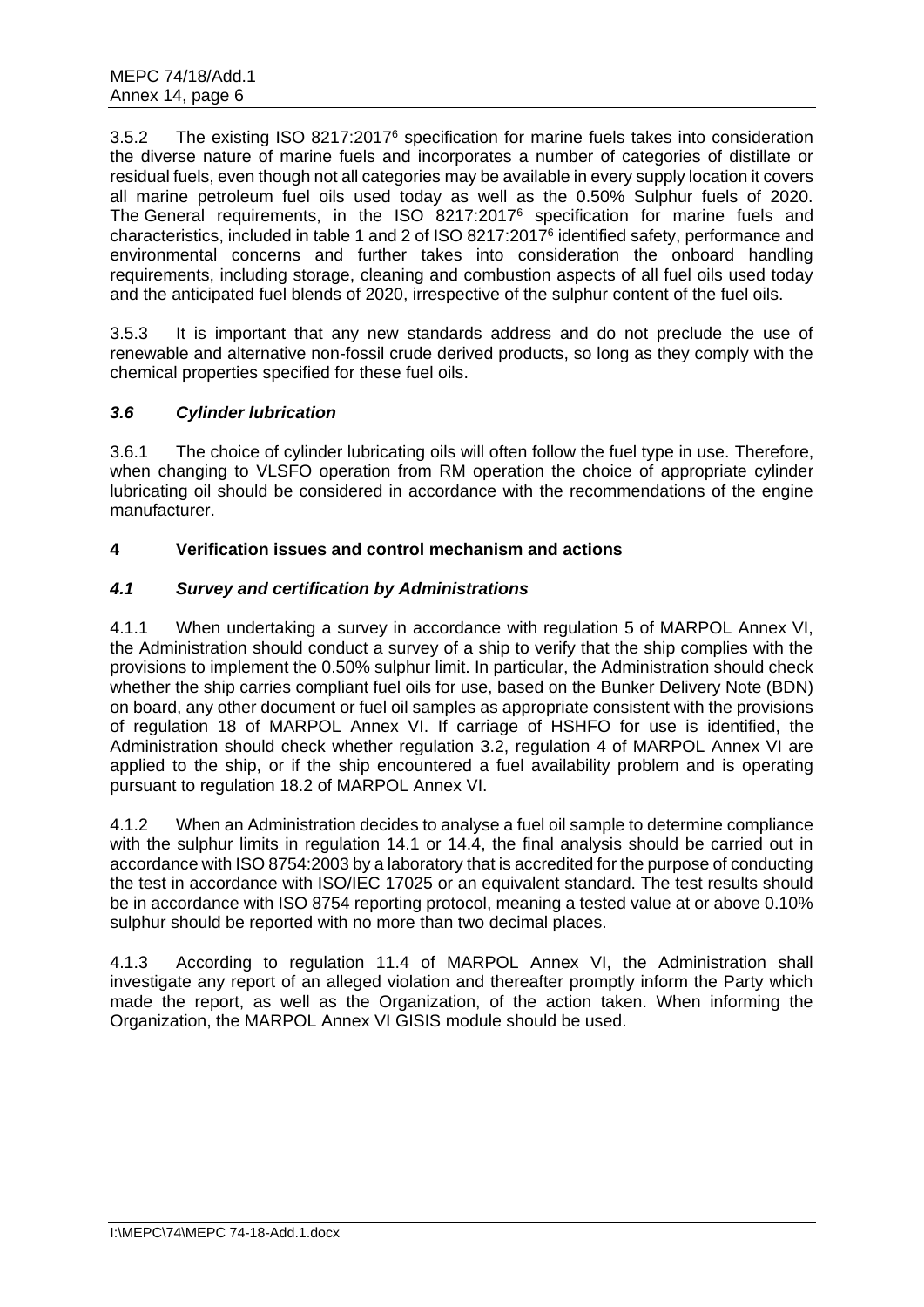3.5.2 The existing ISO 8217:2017[6] specification for marine fuels takes into consideration the diverse nature of marine fuels and incorporates a number of categories of distillate or residual fuels, even though not all categories may be available in every supply location it covers all marine petroleum fuel oils used today as well as the 0.50% Sulphur fuels of 2020. The General requirements, in the ISO 8217:2017[6] specification for marine fuels and characteristics, included in table 1 and 2 of ISO 8217:2017[6] identified safety, performance and environmental concerns and further takes into consideration the onboard handling requirements, including storage, cleaning and combustion aspects of all fuel oils used today and the anticipated fuel blends of 2020, irrespective of the sulphur content of the fuel oils.

3.5.3 It is important that any new standards address and do not preclude the use of renewable and alternative non-fossil crude derived products, so long as they comply with the chemical properties specified for these fuel oils.

### *3.6 Cylinder lubrication*

3.6.1 The choice of cylinder lubricating oils will often follow the fuel type in use. Therefore, when changing to VLSFO operation from RM operation the choice of appropriate cylinder lubricating oil should be considered in accordance with the recommendations of the engine manufacturer.

## 4 Verification issues and control mechanism and actions

### *4.1 Survey and certification by Administrations*

4.1.1 When undertaking a survey in accordance with regulation 5 of MARPOL Annex VI, the Administration should conduct a survey of a ship to verify that the ship complies with the provisions to implement the 0.50% sulphur limit. In particular, the Administration should check whether the ship carries compliant fuel oils for use, based on the Bunker Delivery Note (BDN) on board, any other document or fuel oil samples as appropriate consistent with the provisions of regulation 18 of MARPOL Annex VI. If carriage of HSHFO for use is identified, the Administration should check whether regulation 3.2, regulation 4 of MARPOL Annex VI are applied to the ship, or if the ship encountered a fuel availability problem and is operating pursuant to regulation 18.2 of MARPOL Annex VI.

4.1.2 When an Administration decides to analyse a fuel oil sample to determine compliance with the sulphur limits in regulation 14.1 or 14.4, the final analysis should be carried out in accordance with ISO 8754:2003 by a laboratory that is accredited for the purpose of conducting the test in accordance with ISO/IEC 17025 or an equivalent standard. The test results should be in accordance with ISO 8754 reporting protocol, meaning a tested value at or above 0.10% sulphur should be reported with no more than two decimal places.

4.1.3 According to regulation 11.4 of MARPOL Annex VI, the Administration shall investigate any report of an alleged violation and thereafter promptly inform the Party which made the report, as well as the Organization, of the action taken. When informing the Organization, the MARPOL Annex VI GISIS module should be used.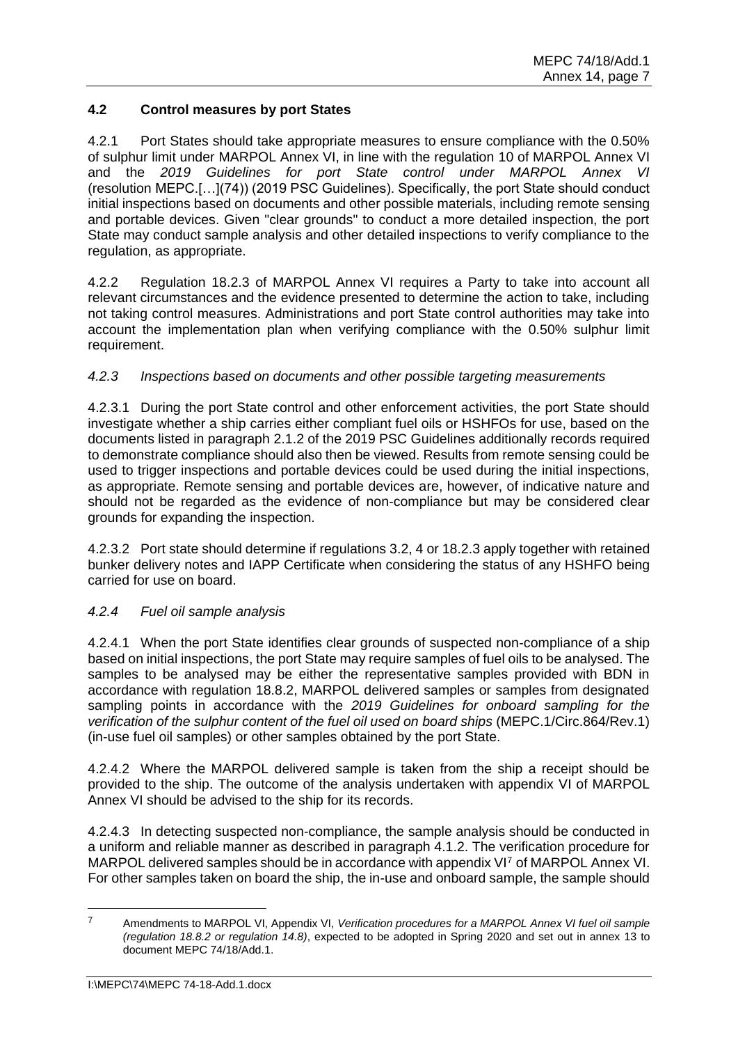### 4.2 Control measures by port States

4.2.1 Port States should take appropriate measures to ensure compliance with the 0.50% of sulphur limit under MARPOL Annex VI, in line with the regulation 10 of MARPOL Annex VI and the *2019 Guidelines for port State control under MARPOL Annex VI* (resolution MEPC.[…](74)) (2019 PSC Guidelines). Specifically, the port State should conduct initial inspections based on documents and other possible materials, including remote sensing and portable devices. Given "clear grounds" to conduct a more detailed inspection, the port State may conduct sample analysis and other detailed inspections to verify compliance to the regulation, as appropriate.

4.2.2 Regulation 18.2.3 of MARPOL Annex VI requires a Party to take into account all relevant circumstances and the evidence presented to determine the action to take, including not taking control measures. Administrations and port State control authorities may take into account the implementation plan when verifying compliance with the 0.50% sulphur limit requirement.

#### *4.2.3 Inspections based on documents and other possible targeting measurements*

4.2.3.1 During the port State control and other enforcement activities, the port State should investigate whether a ship carries either compliant fuel oils or HSHFOs for use, based on the documents listed in paragraph 2.1.2 of the 2019 PSC Guidelines additionally records required to demonstrate compliance should also then be viewed. Results from remote sensing could be used to trigger inspections and portable devices could be used during the initial inspections, as appropriate. Remote sensing and portable devices are, however, of indicative nature and should not be regarded as the evidence of non-compliance but may be considered clear grounds for expanding the inspection.

4.2.3.2 Port state should determine if regulations 3.2, 4 or 18.2.3 apply together with retained bunker delivery notes and IAPP Certificate when considering the status of any HSHFO being carried for use on board.

#### *4.2.4 Fuel oil sample analysis*

4.2.4.1 When the port State identifies clear grounds of suspected non-compliance of a ship based on initial inspections, the port State may require samples of fuel oils to be analysed. The samples to be analysed may be either the representative samples provided with BDN in accordance with regulation 18.8.2, MARPOL delivered samples or samples from designated sampling points in accordance with the *2019 Guidelines for onboard sampling for the verification of the sulphur content of the fuel oil used on board ships* (MEPC.1/Circ.864/Rev.1) (in-use fuel oil samples) or other samples obtained by the port State.

4.2.4.2 Where the MARPOL delivered sample is taken from the ship a receipt should be provided to the ship. The outcome of the analysis undertaken with appendix VI of MARPOL Annex VI should be advised to the ship for its records.

4.2.4.3 In detecting suspected non-compliance, the sample analysis should be conducted in a uniform and reliable manner as described in paragraph 4.1.2. The verification procedure for MARPOL delivered samples should be in accordance with appendix VI[7] of MARPOL Annex VI. For other samples taken on board the ship, the in-use and onboard sample, the sample should

---

[7] Amendments to MARPOL VI, Appendix VI, *Verification procedures for a MARPOL Annex VI fuel oil sample (regulation 18.8.2 or regulation 14.8)*, expected to be adopted in Spring 2020 and set out in annex 13 to document MEPC 74/18/Add.1.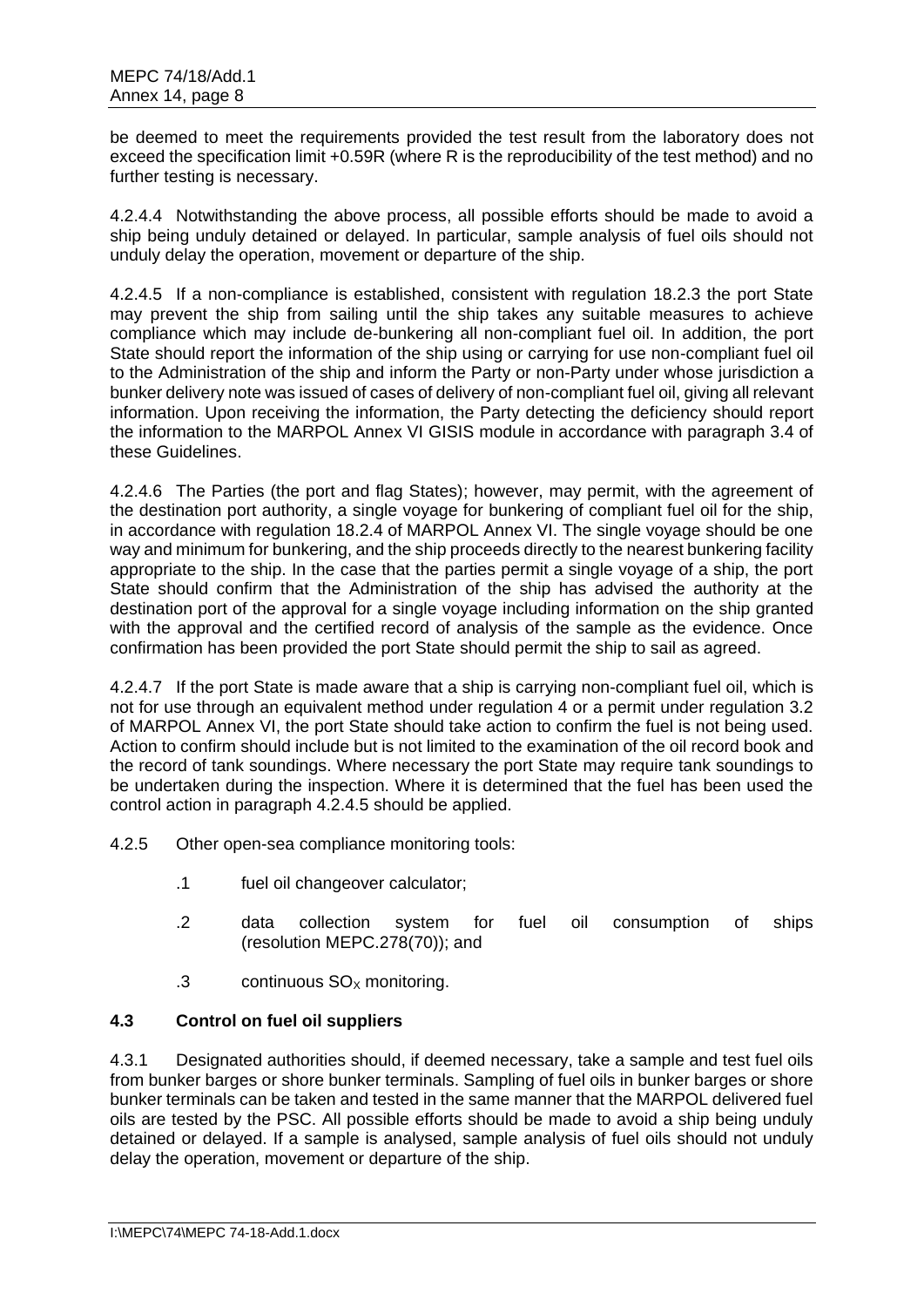be deemed to meet the requirements provided the test result from the laboratory does not exceed the specification limit +0.59R (where R is the reproducibility of the test method) and no further testing is necessary.

4.2.4.4 Notwithstanding the above process, all possible efforts should be made to avoid a ship being unduly detained or delayed. In particular, sample analysis of fuel oils should not unduly delay the operation, movement or departure of the ship.

4.2.4.5 If a non-compliance is established, consistent with regulation 18.2.3 the port State may prevent the ship from sailing until the ship takes any suitable measures to achieve compliance which may include de-bunkering all non-compliant fuel oil. In addition, the port State should report the information of the ship using or carrying for use non-compliant fuel oil to the Administration of the ship and inform the Party or non-Party under whose jurisdiction a bunker delivery note was issued of cases of delivery of non-compliant fuel oil, giving all relevant information. Upon receiving the information, the Party detecting the deficiency should report the information to the MARPOL Annex VI GISIS module in accordance with paragraph 3.4 of these Guidelines.

4.2.4.6 The Parties (the port and flag States); however, may permit, with the agreement of the destination port authority, a single voyage for bunkering of compliant fuel oil for the ship, in accordance with regulation 18.2.4 of MARPOL Annex VI. The single voyage should be one way and minimum for bunkering, and the ship proceeds directly to the nearest bunkering facility appropriate to the ship. In the case that the parties permit a single voyage of a ship, the port State should confirm that the Administration of the ship has advised the authority at the destination port of the approval for a single voyage including information on the ship granted with the approval and the certified record of analysis of the sample as the evidence. Once confirmation has been provided the port State should permit the ship to sail as agreed.

4.2.4.7 If the port State is made aware that a ship is carrying non-compliant fuel oil, which is not for use through an equivalent method under regulation 4 or a permit under regulation 3.2 of MARPOL Annex VI, the port State should take action to confirm the fuel is not being used. Action to confirm should include but is not limited to the examination of the oil record book and the record of tank soundings. Where necessary the port State may require tank soundings to be undertaken during the inspection. Where it is determined that the fuel has been used the control action in paragraph 4.2.4.5 should be applied.

4.2.5 Other open-sea compliance monitoring tools:

.1 fuel oil changeover calculator;

.2 data collection system for fuel oil consumption of ships (resolution MEPC.278(70)); and

.3 continuous $SO_X$ monitoring.

**4.3 Control on fuel oil suppliers**

4.3.1 Designated authorities should, if deemed necessary, take a sample and test fuel oils from bunker barges or shore bunker terminals. Sampling of fuel oils in bunker barges or shore bunker terminals can be taken and tested in the same manner that the MARPOL delivered fuel oils are tested by the PSC. All possible efforts should be made to avoid a ship being unduly detained or delayed. If a sample is analysed, sample analysis of fuel oils should not unduly delay the operation, movement or departure of the ship.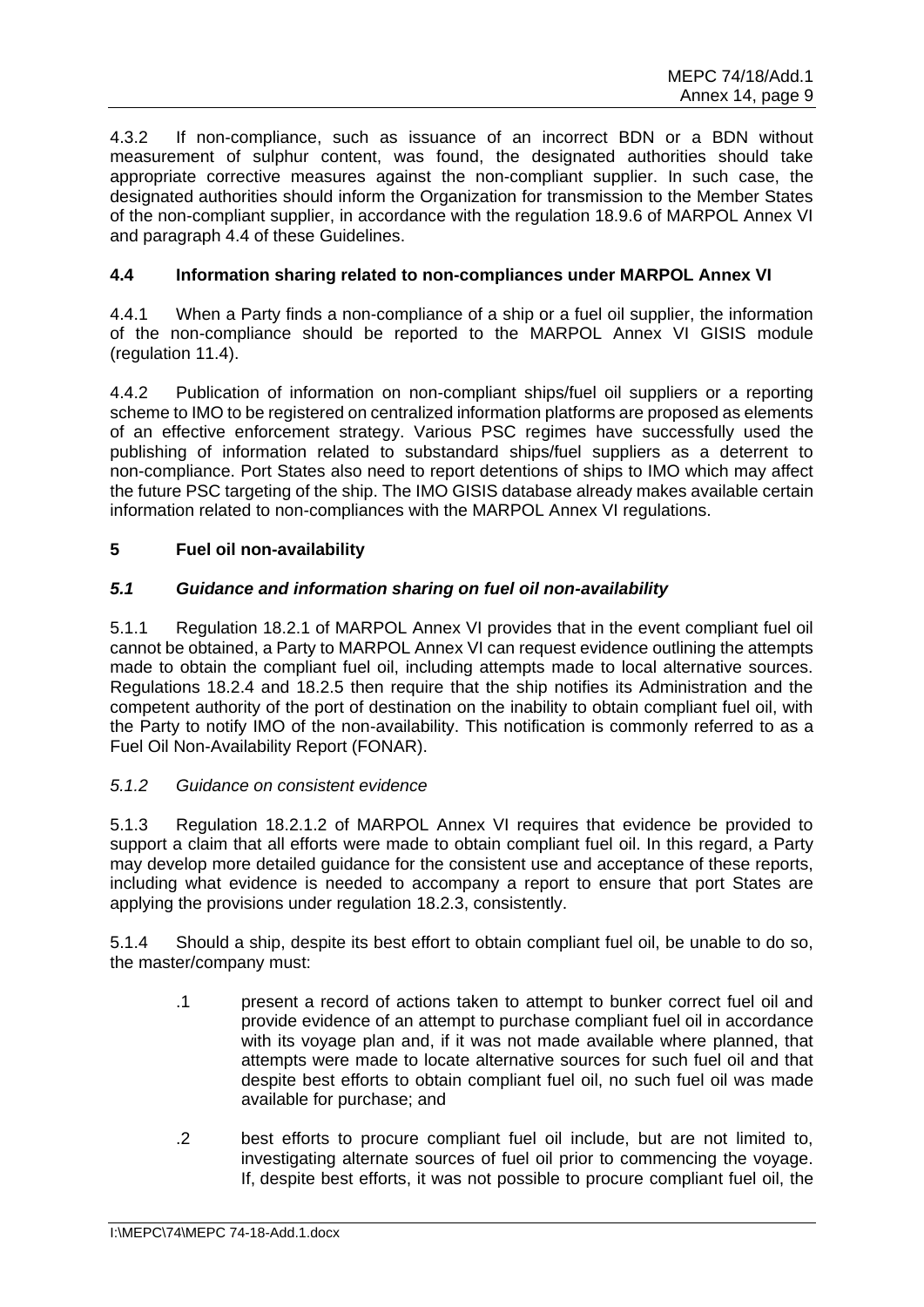4.3.2 If non-compliance, such as issuance of an incorrect BDN or a BDN without measurement of sulphur content, was found, the designated authorities should take appropriate corrective measures against the non-compliant supplier. In such case, the designated authorities should inform the Organization for transmission to the Member States of the non-compliant supplier, in accordance with the regulation 18.9.6 of MARPOL Annex VI and paragraph 4.4 of these Guidelines.

### 4.4 Information sharing related to non-compliances under MARPOL Annex VI

4.4.1 When a Party finds a non-compliance of a ship or a fuel oil supplier, the information of the non-compliance should be reported to the MARPOL Annex VI GISIS module (regulation 11.4).

4.4.2 Publication of information on non-compliant ships/fuel oil suppliers or a reporting scheme to IMO to be registered on centralized information platforms are proposed as elements of an effective enforcement strategy. Various PSC regimes have successfully used the publishing of information related to substandard ships/fuel suppliers as a deterrent to non-compliance. Port States also need to report detentions of ships to IMO which may affect the future PSC targeting of the ship. The IMO GISIS database already makes available certain information related to non-compliances with the MARPOL Annex VI regulations.

## 5 Fuel oil non-availability

### *5.1 Guidance and information sharing on fuel oil non-availability*

5.1.1 Regulation 18.2.1 of MARPOL Annex VI provides that in the event compliant fuel oil cannot be obtained, a Party to MARPOL Annex VI can request evidence outlining the attempts made to obtain the compliant fuel oil, including attempts made to local alternative sources. Regulations 18.2.4 and 18.2.5 then require that the ship notifies its Administration and the competent authority of the port of destination on the inability to obtain compliant fuel oil, with the Party to notify IMO of the non-availability. This notification is commonly referred to as a Fuel Oil Non-Availability Report (FONAR).

*5.1.2 Guidance on consistent evidence*

5.1.3 Regulation 18.2.1.2 of MARPOL Annex VI requires that evidence be provided to support a claim that all efforts were made to obtain compliant fuel oil. In this regard, a Party may develop more detailed guidance for the consistent use and acceptance of these reports, including what evidence is needed to accompany a report to ensure that port States are applying the provisions under regulation 18.2.3, consistently.

5.1.4 Should a ship, despite its best effort to obtain compliant fuel oil, be unable to do so, the master/company must:

.1 present a record of actions taken to attempt to bunker correct fuel oil and provide evidence of an attempt to purchase compliant fuel oil in accordance with its voyage plan and, if it was not made available where planned, that attempts were made to locate alternative sources for such fuel oil and that despite best efforts to obtain compliant fuel oil, no such fuel oil was made available for purchase; and

.2 best efforts to procure compliant fuel oil include, but are not limited to, investigating alternate sources of fuel oil prior to commencing the voyage. If, despite best efforts, it was not possible to procure compliant fuel oil, the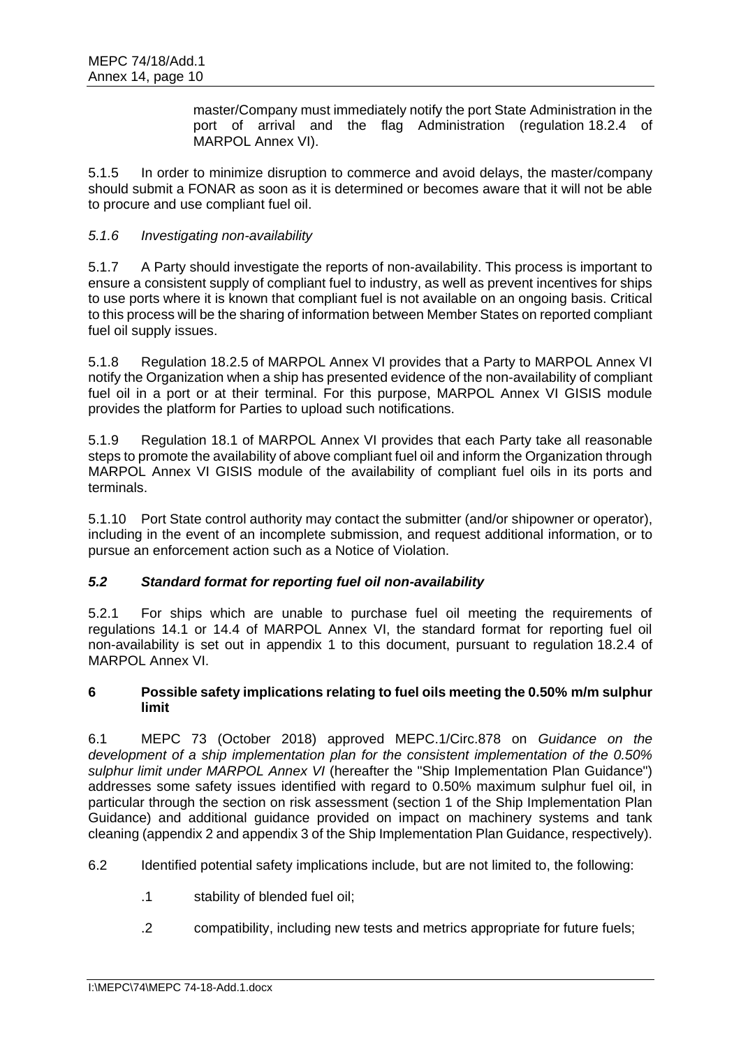master/Company must immediately notify the port State Administration in the port of arrival and the flag Administration (regulation 18.2.4 of MARPOL Annex VI).

5.1.5 In order to minimize disruption to commerce and avoid delays, the master/company should submit a FONAR as soon as it is determined or becomes aware that it will not be able to procure and use compliant fuel oil.

*5.1.6 Investigating non-availability*

5.1.7 A Party should investigate the reports of non-availability. This process is important to ensure a consistent supply of compliant fuel to industry, as well as prevent incentives for ships to use ports where it is known that compliant fuel is not available on an ongoing basis. Critical to this process will be the sharing of information between Member States on reported compliant fuel oil supply issues.

5.1.8 Regulation 18.2.5 of MARPOL Annex VI provides that a Party to MARPOL Annex VI notify the Organization when a ship has presented evidence of the non-availability of compliant fuel oil in a port or at their terminal. For this purpose, MARPOL Annex VI GISIS module provides the platform for Parties to upload such notifications.

5.1.9 Regulation 18.1 of MARPOL Annex VI provides that each Party take all reasonable steps to promote the availability of above compliant fuel oil and inform the Organization through MARPOL Annex VI GISIS module of the availability of compliant fuel oils in its ports and terminals.

5.1.10 Port State control authority may contact the submitter (and/or shipowner or operator), including in the event of an incomplete submission, and request additional information, or to pursue an enforcement action such as a Notice of Violation.

### *5.2 Standard format for reporting fuel oil non-availability*

5.2.1 For ships which are unable to purchase fuel oil meeting the requirements of regulations 14.1 or 14.4 of MARPOL Annex VI, the standard format for reporting fuel oil non-availability is set out in appendix 1 to this document, pursuant to regulation 18.2.4 of MARPOL Annex VI.

## 6 Possible safety implications relating to fuel oils meeting the 0.50% m/m sulphur limit

6.1 MEPC 73 (October 2018) approved MEPC.1/Circ.878 on *Guidance on the development of a ship implementation plan for the consistent implementation of the 0.50% sulphur limit under MARPOL Annex VI* (hereafter the "Ship Implementation Plan Guidance") addresses some safety issues identified with regard to 0.50% maximum sulphur fuel oil, in particular through the section on risk assessment (section 1 of the Ship Implementation Plan Guidance) and additional guidance provided on impact on machinery systems and tank cleaning (appendix 2 and appendix 3 of the Ship Implementation Plan Guidance, respectively).

6.2 Identified potential safety implications include, but are not limited to, the following:

.1 stability of blended fuel oil;

.2 compatibility, including new tests and metrics appropriate for future fuels;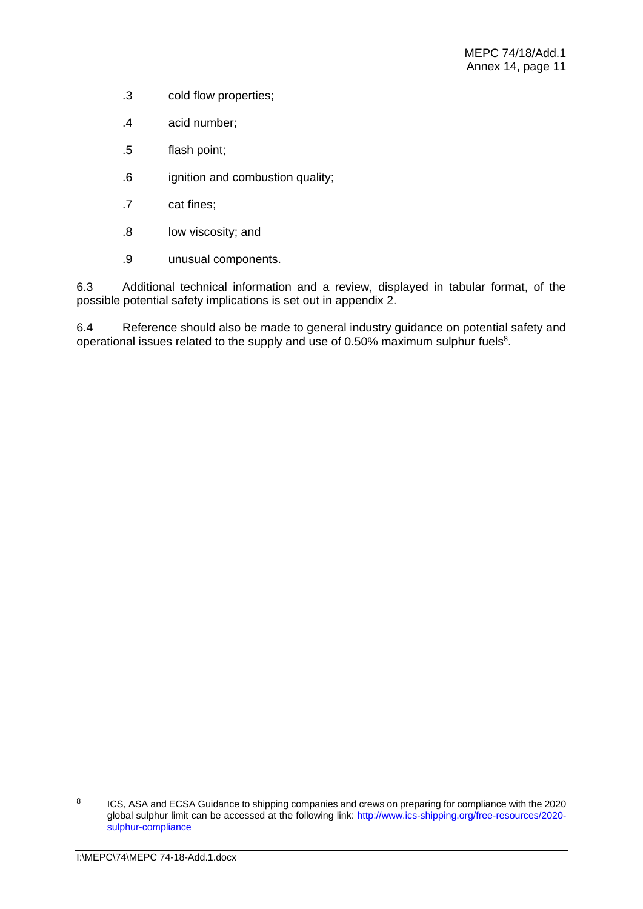.3 cold flow properties;

.4 acid number;

.5 flash point;

.6 ignition and combustion quality;

.7 cat fines;

.8 low viscosity; and

.9 unusual components.

6.3 Additional technical information and a review, displayed in tabular format, of the possible potential safety implications is set out in appendix 2.

6.4 Reference should also be made to general industry guidance on potential safety and operational issues related to the supply and use of 0.50% maximum sulphur fuels[8].

---

[8] ICS, ASA and ECSA Guidance to shipping companies and crews on preparing for compliance with the 2020 global sulphur limit can be accessed at the following link: http://www.ics-shipping.org/free-resources/2020-sulphur-compliance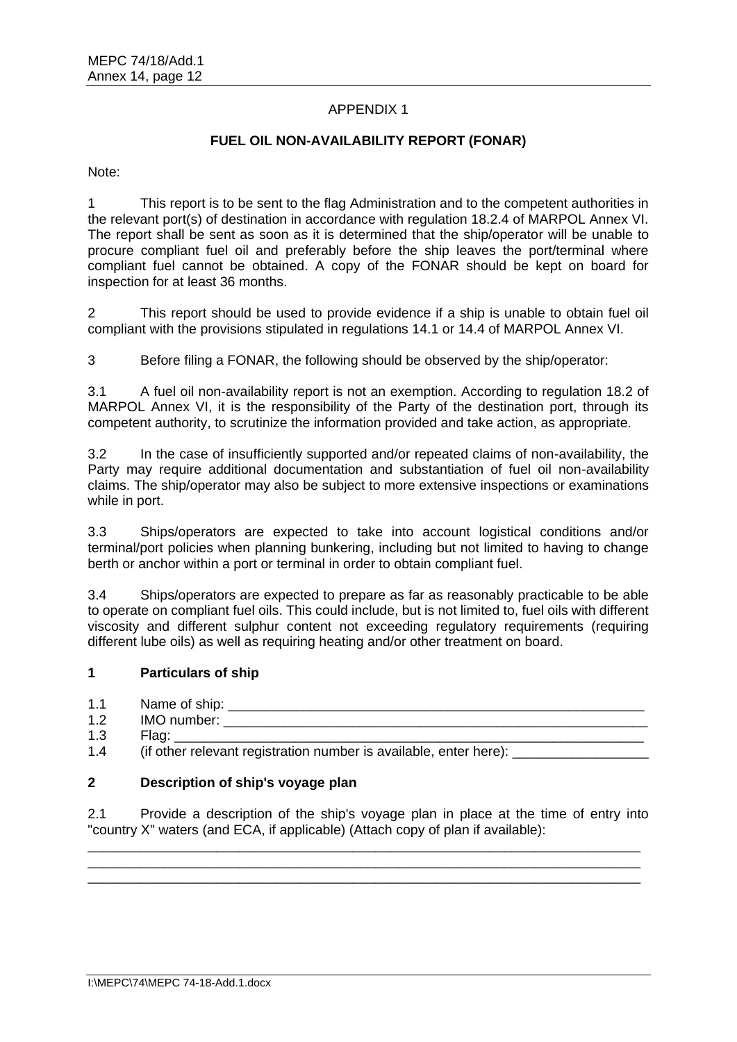APPENDIX 1

**FUEL OIL NON-AVAILABILITY REPORT (FONAR)**

Note:

1 This report is to be sent to the flag Administration and to the competent authorities in the relevant port(s) of destination in accordance with regulation 18.2.4 of MARPOL Annex VI. The report shall be sent as soon as it is determined that the ship/operator will be unable to procure compliant fuel oil and preferably before the ship leaves the port/terminal where compliant fuel cannot be obtained. A copy of the FONAR should be kept on board for inspection for at least 36 months.

2 This report should be used to provide evidence if a ship is unable to obtain fuel oil compliant with the provisions stipulated in regulations 14.1 or 14.4 of MARPOL Annex VI.

3 Before filing a FONAR, the following should be observed by the ship/operator:

3.1 A fuel oil non-availability report is not an exemption. According to regulation 18.2 of MARPOL Annex VI, it is the responsibility of the Party of the destination port, through its competent authority, to scrutinize the information provided and take action, as appropriate.

3.2 In the case of insufficiently supported and/or repeated claims of non-availability, the Party may require additional documentation and substantiation of fuel oil non-availability claims. The ship/operator may also be subject to more extensive inspections or examinations while in port.

3.3 Ships/operators are expected to take into account logistical conditions and/or terminal/port policies when planning bunkering, including but not limited to having to change berth or anchor within a port or terminal in order to obtain compliant fuel.

3.4 Ships/operators are expected to prepare as far as reasonably practicable to be able to operate on compliant fuel oils. This could include, but is not limited to, fuel oils with different viscosity and different sulphur content not exceeding regulatory requirements (requiring different lube oils) as well as requiring heating and/or other treatment on board.

**1 Particulars of ship**

1.1 Name of ship: \_\_\_\_\_\_\_\_\_\_\_\_\_\_\_\_\_\_\_\_\_\_\_\_\_\_\_\_\_\_\_\_\_\_\_\_\_\_\_\_\_\_\_\_\_\_\_\_\_\_\_\_\_\_\_\_

1.2 IMO number: \_\_\_\_\_\_\_\_\_\_\_\_\_\_\_\_\_\_\_\_\_\_\_\_\_\_\_\_\_\_\_\_\_\_\_\_\_\_\_\_\_\_\_\_\_\_\_\_\_\_\_\_\_\_\_\_\_

1.3 Flag: \_\_\_\_\_\_\_\_\_\_\_\_\_\_\_\_\_\_\_\_\_\_\_\_\_\_\_\_\_\_\_\_\_\_\_\_\_\_\_\_\_\_\_\_\_\_\_\_\_\_\_\_\_\_\_\_\_\_\_\_\_\_

1.4 (if other relevant registration number is available, enter here): \_\_\_\_\_\_\_\_\_\_\_\_\_\_\_\_\_\_

**2 Description of ship's voyage plan**

2.1 Provide a description of the ship's voyage plan in place at the time of entry into "country X" waters (and ECA, if applicable) (Attach copy of plan if available):

\_\_\_\_\_\_\_\_\_\_\_\_\_\_\_\_\_\_\_\_\_\_\_\_\_\_\_\_\_\_\_\_\_\_\_\_\_\_\_\_\_\_\_\_\_\_\_\_\_\_\_\_\_\_\_\_\_\_\_\_\_\_\_\_\_\_\_\_\_\_\_\_\_\_
\_\_\_\_\_\_\_\_\_\_\_\_\_\_\_\_\_\_\_\_\_\_\_\_\_\_\_\_\_\_\_\_\_\_\_\_\_\_\_\_\_\_\_\_\_\_\_\_\_\_\_\_\_\_\_\_\_\_\_\_\_\_\_\_\_\_\_\_\_\_\_\_\_\_
\_\_\_\_\_\_\_\_\_\_\_\_\_\_\_\_\_\_\_\_\_\_\_\_\_\_\_\_\_\_\_\_\_\_\_\_\_\_\_\_\_\_\_\_\_\_\_\_\_\_\_\_\_\_\_\_\_\_\_\_\_\_\_\_\_\_\_\_\_\_\_\_\_\_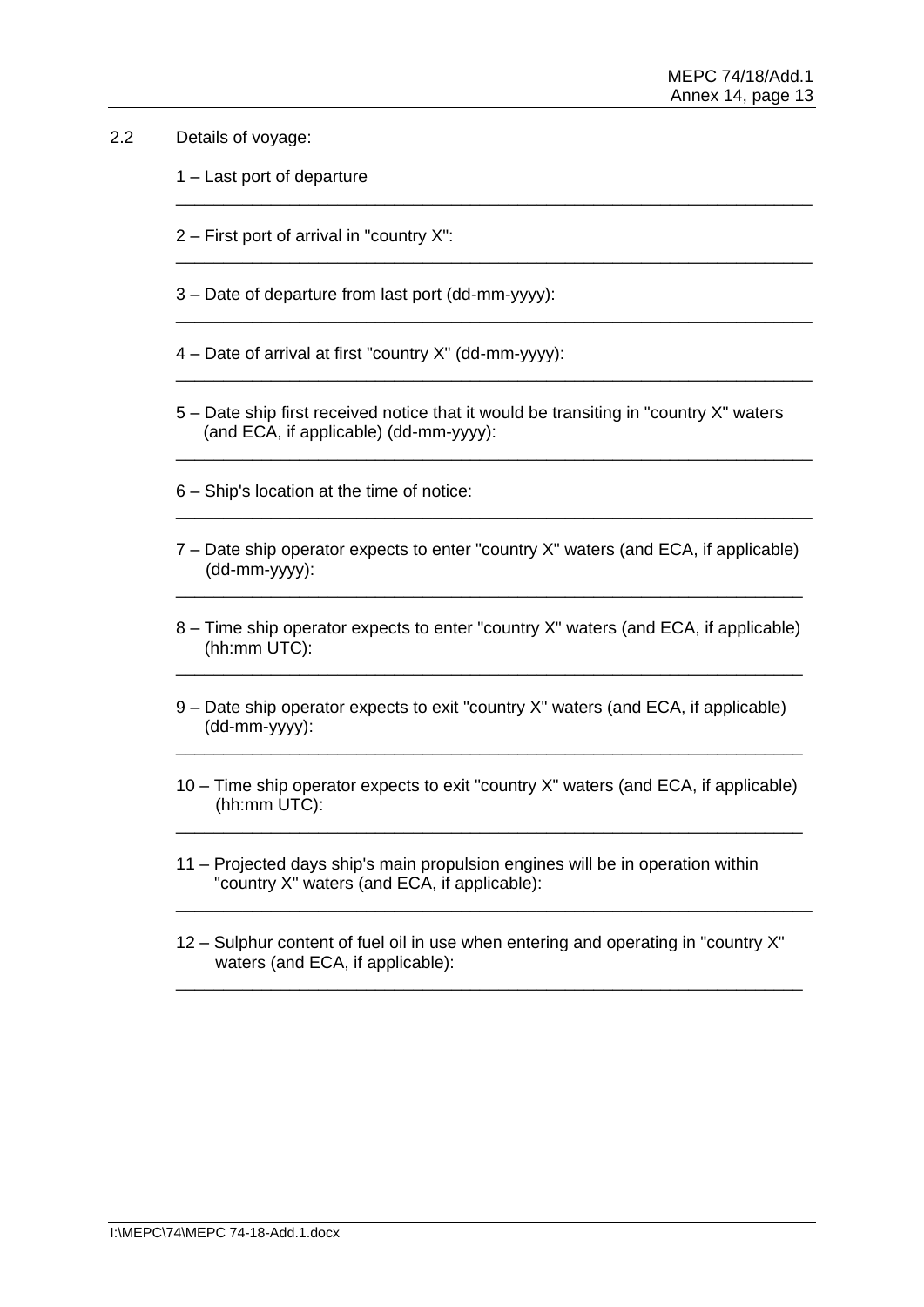2.2 Details of voyage:

1 – Last port of departure

______________________________________________________________________

2 – First port of arrival in "country X":

______________________________________________________________________

3 – Date of departure from last port (dd-mm-yyyy):

______________________________________________________________________

4 – Date of arrival at first "country X" (dd-mm-yyyy):

______________________________________________________________________

5 – Date ship first received notice that it would be transiting in "country X" waters (and ECA, if applicable) (dd-mm-yyyy):

______________________________________________________________________

6 – Ship's location at the time of notice:

______________________________________________________________________

7 – Date ship operator expects to enter "country X" waters (and ECA, if applicable) (dd-mm-yyyy):

______________________________________________________________________

8 – Time ship operator expects to enter "country X" waters (and ECA, if applicable) (hh:mm UTC):

______________________________________________________________________

9 – Date ship operator expects to exit "country X" waters (and ECA, if applicable) (dd-mm-yyyy):

______________________________________________________________________

10 – Time ship operator expects to exit "country X" waters (and ECA, if applicable) (hh:mm UTC):

______________________________________________________________________

11 – Projected days ship's main propulsion engines will be in operation within "country X" waters (and ECA, if applicable):

______________________________________________________________________

12 – Sulphur content of fuel oil in use when entering and operating in "country X" waters (and ECA, if applicable):

______________________________________________________________________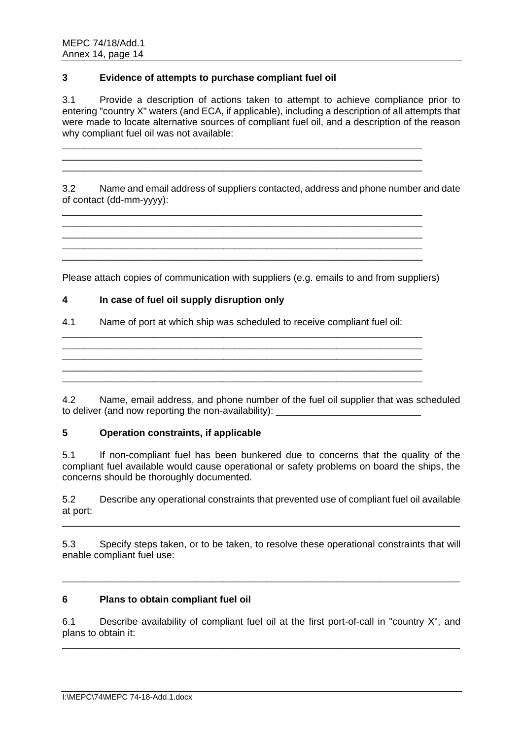### 3 Evidence of attempts to purchase compliant fuel oil

3.1 Provide a description of actions taken to attempt to achieve compliance prior to entering "country X" waters (and ECA, if applicable), including a description of all attempts that were made to locate alternative sources of compliant fuel oil, and a description of the reason why compliant fuel oil was not available:

______________________________________________________________________
______________________________________________________________________
______________________________________________________________________

3.2 Name and email address of suppliers contacted, address and phone number and date of contact (dd-mm-yyyy):

______________________________________________________________________
______________________________________________________________________
______________________________________________________________________
______________________________________________________________________
______________________________________________________________________

Please attach copies of communication with suppliers (e.g. emails to and from suppliers)

### 4 In case of fuel oil supply disruption only

4.1 Name of port at which ship was scheduled to receive compliant fuel oil:

______________________________________________________________________
______________________________________________________________________
______________________________________________________________________
______________________________________________________________________
______________________________________________________________________

4.2 Name, email address, and phone number of the fuel oil supplier that was scheduled to deliver (and now reporting the non-availability): ___________________________

### 5 Operation constraints, if applicable

5.1 If non-compliant fuel has been bunkered due to concerns that the quality of the compliant fuel available would cause operational or safety problems on board the ships, the concerns should be thoroughly documented.

5.2 Describe any operational constraints that prevented use of compliant fuel oil available at port:

__________________________________________________________________________

5.3 Specify steps taken, or to be taken, to resolve these operational constraints that will enable compliant fuel use:

__________________________________________________________________________

### 6 Plans to obtain compliant fuel oil

6.1 Describe availability of compliant fuel oil at the first port-of-call in "country X", and plans to obtain it:

__________________________________________________________________________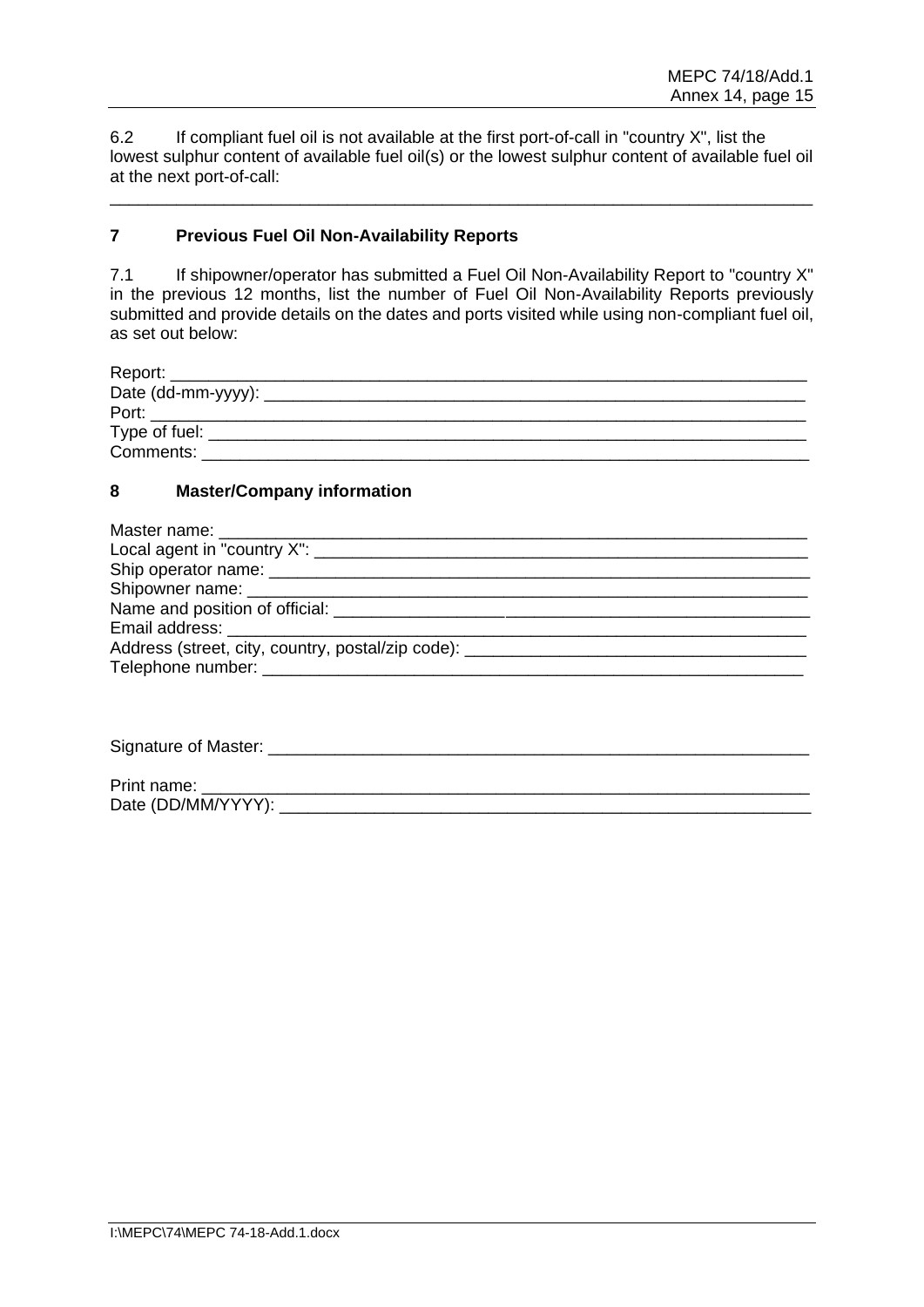6.2 If compliant fuel oil is not available at the first port-of-call in "country X", list the lowest sulphur content of available fuel oil(s) or the lowest sulphur content of available fuel oil at the next port-of-call:

\_\_\_\_\_\_\_\_\_\_\_\_\_\_\_\_\_\_\_\_\_\_\_\_\_\_\_\_\_\_\_\_\_\_\_\_\_\_\_\_\_\_\_\_\_\_\_\_\_\_\_\_\_\_\_\_\_\_\_\_\_\_\_\_\_\_\_\_\_\_\_\_\_\_

## 7 Previous Fuel Oil Non-Availability Reports

7.1 If shipowner/operator has submitted a Fuel Oil Non-Availability Report to "country X" in the previous 12 months, list the number of Fuel Oil Non-Availability Reports previously submitted and provide details on the dates and ports visited while using non-compliant fuel oil, as set out below:

Report: \_\_\_\_\_\_\_\_\_\_\_\_\_\_\_\_\_\_\_\_\_\_\_\_\_\_\_\_\_\_\_\_\_\_\_\_\_\_\_\_\_\_\_\_\_\_\_\_\_\_\_\_\_\_\_\_\_\_\_\_\_\_\_\_
Date (dd-mm-yyyy): \_\_\_\_\_\_\_\_\_\_\_\_\_\_\_\_\_\_\_\_\_\_\_\_\_\_\_\_\_\_\_\_\_\_\_\_\_\_\_\_\_\_\_\_\_\_\_\_\_\_\_\_\_\_\_\_
Port: \_\_\_\_\_\_\_\_\_\_\_\_\_\_\_\_\_\_\_\_\_\_\_\_\_\_\_\_\_\_\_\_\_\_\_\_\_\_\_\_\_\_\_\_\_\_\_\_\_\_\_\_\_\_\_\_\_\_\_\_\_\_\_\_\_\_\_
Type of fuel: \_\_\_\_\_\_\_\_\_\_\_\_\_\_\_\_\_\_\_\_\_\_\_\_\_\_\_\_\_\_\_\_\_\_\_\_\_\_\_\_\_\_\_\_\_\_\_\_\_\_\_\_\_\_\_\_\_\_\_\_\_\_
Comments: \_\_\_\_\_\_\_\_\_\_\_\_\_\_\_\_\_\_\_\_\_\_\_\_\_\_\_\_\_\_\_\_\_\_\_\_\_\_\_\_\_\_\_\_\_\_\_\_\_\_\_\_\_\_\_\_\_\_\_\_\_\_\_

## 8 Master/Company information

Master name: \_\_\_\_\_\_\_\_\_\_\_\_\_\_\_\_\_\_\_\_\_\_\_\_\_\_\_\_\_\_\_\_\_\_\_\_\_\_\_\_\_\_\_\_\_\_\_\_\_\_\_\_\_\_\_\_\_\_\_\_\_
Local agent in "country X": \_\_\_\_\_\_\_\_\_\_\_\_\_\_\_\_\_\_\_\_\_\_\_\_\_\_\_\_\_\_\_\_\_\_\_\_\_\_\_\_\_\_\_\_\_\_\_\_\_\_
Ship operator name: \_\_\_\_\_\_\_\_\_\_\_\_\_\_\_\_\_\_\_\_\_\_\_\_\_\_\_\_\_\_\_\_\_\_\_\_\_\_\_\_\_\_\_\_\_\_\_\_\_\_\_\_\_\_\_\_
Shipowner name: \_\_\_\_\_\_\_\_\_\_\_\_\_\_\_\_\_\_\_\_\_\_\_\_\_\_\_\_\_\_\_\_\_\_\_\_\_\_\_\_\_\_\_\_\_\_\_\_\_\_\_\_\_\_\_\_\_\_\_
Name and position of official: \_\_\_\_\_\_\_\_\_\_\_\_\_\_\_\_\_\_\_\_\_\_\_\_\_\_\_\_\_\_\_\_\_\_\_\_\_\_\_\_\_\_\_\_\_\_\_\_\_
Email address: \_\_\_\_\_\_\_\_\_\_\_\_\_\_\_\_\_\_\_\_\_\_\_\_\_\_\_\_\_\_\_\_\_\_\_\_\_\_\_\_\_\_\_\_\_\_\_\_\_\_\_\_\_\_\_\_\_\_\_\_\_
Address (street, city, country, postal/zip code): \_\_\_\_\_\_\_\_\_\_\_\_\_\_\_\_\_\_\_\_\_\_\_\_\_\_\_\_\_\_\_\_\_\_\_
Telephone number: \_\_\_\_\_\_\_\_\_\_\_\_\_\_\_\_\_\_\_\_\_\_\_\_\_\_\_\_\_\_\_\_\_\_\_\_\_\_\_\_\_\_\_\_\_\_\_\_\_\_\_\_\_\_\_\_\_

Signature of Master: \_\_\_\_\_\_\_\_\_\_\_\_\_\_\_\_\_\_\_\_\_\_\_\_\_\_\_\_\_\_\_\_\_\_\_\_\_\_\_\_\_\_\_\_\_\_\_\_\_\_\_\_\_\_\_\_

Print name: \_\_\_\_\_\_\_\_\_\_\_\_\_\_\_\_\_\_\_\_\_\_\_\_\_\_\_\_\_\_\_\_\_\_\_\_\_\_\_\_\_\_\_\_\_\_\_\_\_\_\_\_\_\_\_\_\_\_\_\_\_\_\_
Date (DD/MM/YYYY): \_\_\_\_\_\_\_\_\_\_\_\_\_\_\_\_\_\_\_\_\_\_\_\_\_\_\_\_\_\_\_\_\_\_\_\_\_\_\_\_\_\_\_\_\_\_\_\_\_\_\_\_\_\_\_\_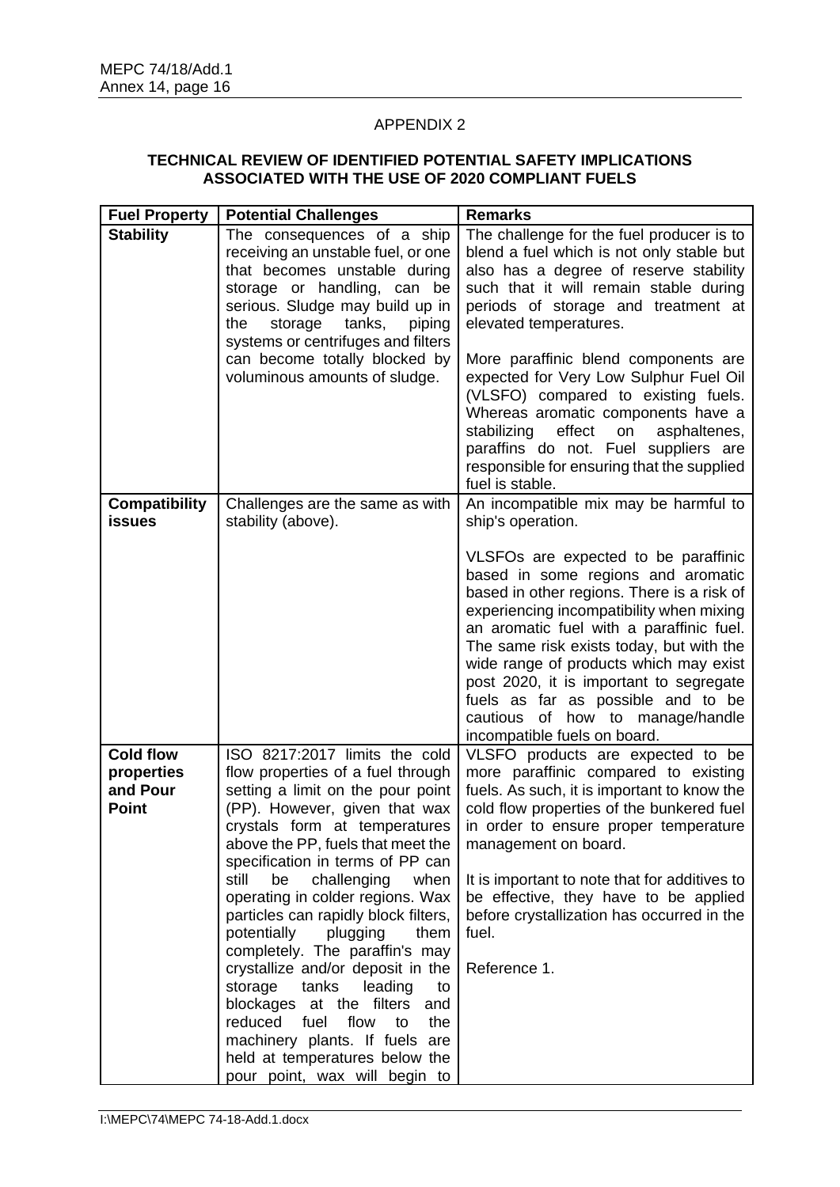APPENDIX 2

**TECHNICAL REVIEW OF IDENTIFIED POTENTIAL SAFETY IMPLICATIONS ASSOCIATED WITH THE USE OF 2020 COMPLIANT FUELS**

| Fuel Property | Potential Challenges | Remarks |
|---|---|---|
| **Stability** | The consequences of a ship receiving an unstable fuel, or one that becomes unstable during storage or handling, can be serious. Sludge may build up in the storage tanks, piping systems or centrifuges and filters can become totally blocked by voluminous amounts of sludge. | The challenge for the fuel producer is to blend a fuel which is not only stable but also has a degree of reserve stability such that it will remain stable during periods of storage and treatment at elevated temperatures.<br><br>More paraffinic blend components are expected for Very Low Sulphur Fuel Oil (VLSFO) compared to existing fuels. Whereas aromatic components have a stabilizing effect on asphaltenes, paraffins do not. Fuel suppliers are responsible for ensuring that the supplied fuel is stable. |
| **Compatibility issues** | Challenges are the same as with stability (above). | An incompatible mix may be harmful to ship's operation.<br><br>VLSFOs are expected to be paraffinic based in some regions and aromatic based in other regions. There is a risk of experiencing incompatibility when mixing an aromatic fuel with a paraffinic fuel. The same risk exists today, but with the wide range of products which may exist post 2020, it is important to segregate fuels as far as possible and to be cautious of how to manage/handle incompatible fuels on board. |
| **Cold flow properties and Pour Point** | ISO 8217:2017 limits the cold flow properties of a fuel through setting a limit on the pour point (PP). However, given that wax crystals form at temperatures above the PP, fuels that meet the specification in terms of PP can still be challenging when operating in colder regions. Wax particles can rapidly block filters, potentially plugging them completely. The paraffin's may crystallize and/or deposit in the storage tanks leading to blockages at the filters and reduced fuel flow to the machinery plants. If fuels are held at temperatures below the pour point, wax will begin to | VLSFO products are expected to be more paraffinic compared to existing fuels. As such, it is important to know the cold flow properties of the bunkered fuel in order to ensure proper temperature management on board.<br><br>It is important to note that for additives to be effective, they have to be applied before crystallization has occurred in the fuel.<br><br>Reference 1. |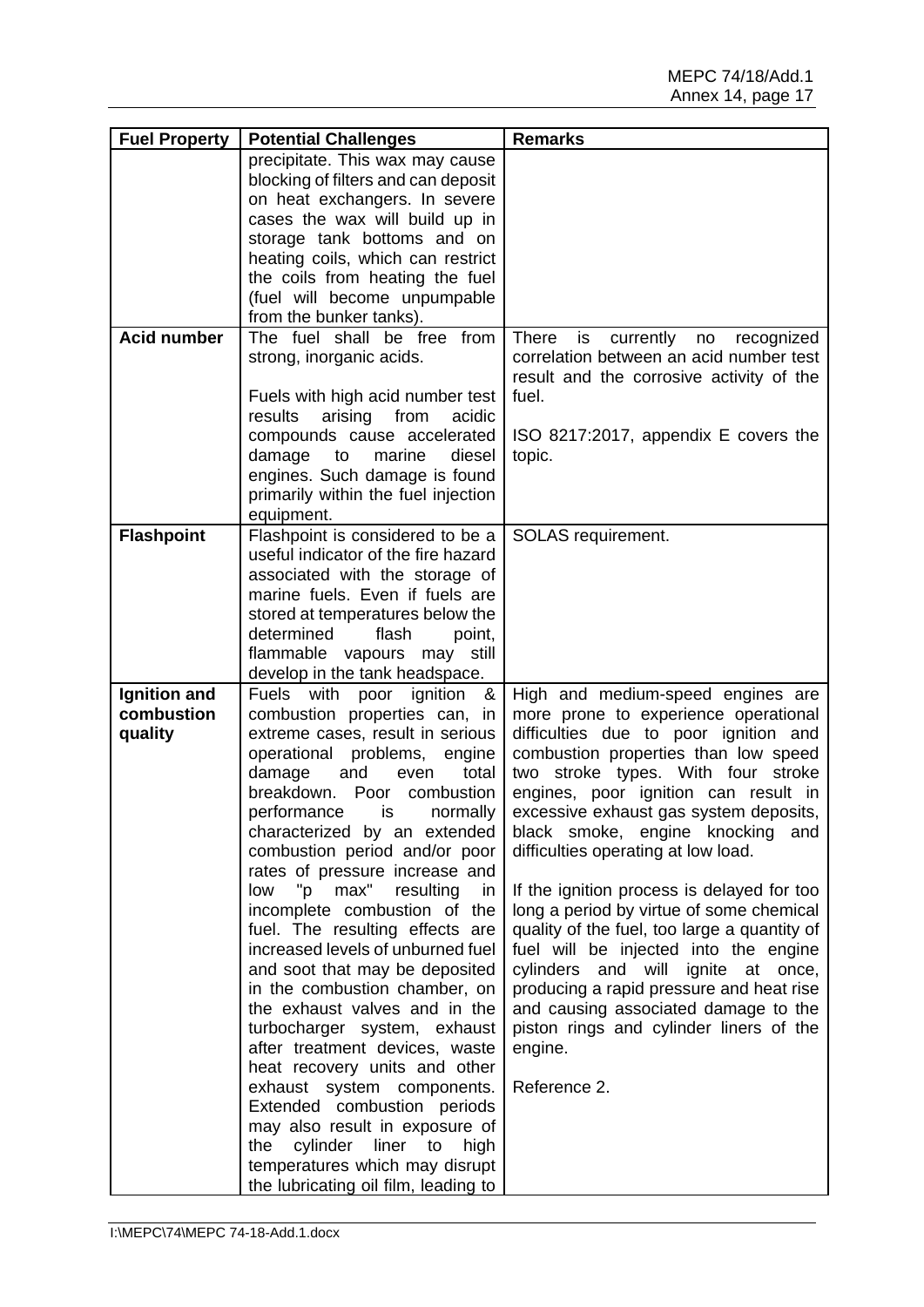| Fuel Property | Potential Challenges | Remarks |
|---|---|---|
| | precipitate. This wax may cause blocking of filters and can deposit on heat exchangers. In severe cases the wax will build up in storage tank bottoms and on heating coils, which can restrict the coils from heating the fuel (fuel will become unpumpable from the bunker tanks). | |
| **Acid number** | The fuel shall be free from strong, inorganic acids.<br><br>Fuels with high acid number test results arising from acidic compounds cause accelerated damage to marine diesel engines. Such damage is found primarily within the fuel injection equipment. | There is currently no recognized correlation between an acid number test result and the corrosive activity of the fuel.<br><br>ISO 8217:2017, appendix E covers the topic. |
| **Flashpoint** | Flashpoint is considered to be a useful indicator of the fire hazard associated with the storage of marine fuels. Even if fuels are stored at temperatures below the determined flash point, flammable vapours may still develop in the tank headspace. | SOLAS requirement. |
| **Ignition and combustion quality** | Fuels with poor ignition & combustion properties can, in extreme cases, result in serious operational problems, engine damage and even total breakdown. Poor combustion performance is normally characterized by an extended combustion period and/or poor rates of pressure increase and low "p max" resulting in incomplete combustion of the fuel. The resulting effects are increased levels of unburned fuel and soot that may be deposited in the combustion chamber, on the exhaust valves and in the turbocharger system, exhaust after treatment devices, waste heat recovery units and other exhaust system components. Extended combustion periods may also result in exposure of the cylinder liner to high temperatures which may disrupt the lubricating oil film, leading to | High and medium-speed engines are more prone to experience operational difficulties due to poor ignition and combustion properties than low speed two stroke types. With four stroke engines, poor ignition can result in excessive exhaust gas system deposits, black smoke, engine knocking and difficulties operating at low load.<br><br>If the ignition process is delayed for too long a period by virtue of some chemical quality of the fuel, too large a quantity of fuel will be injected into the engine cylinders and will ignite at once, producing a rapid pressure and heat rise and causing associated damage to the piston rings and cylinder liners of the engine.<br><br>Reference 2. |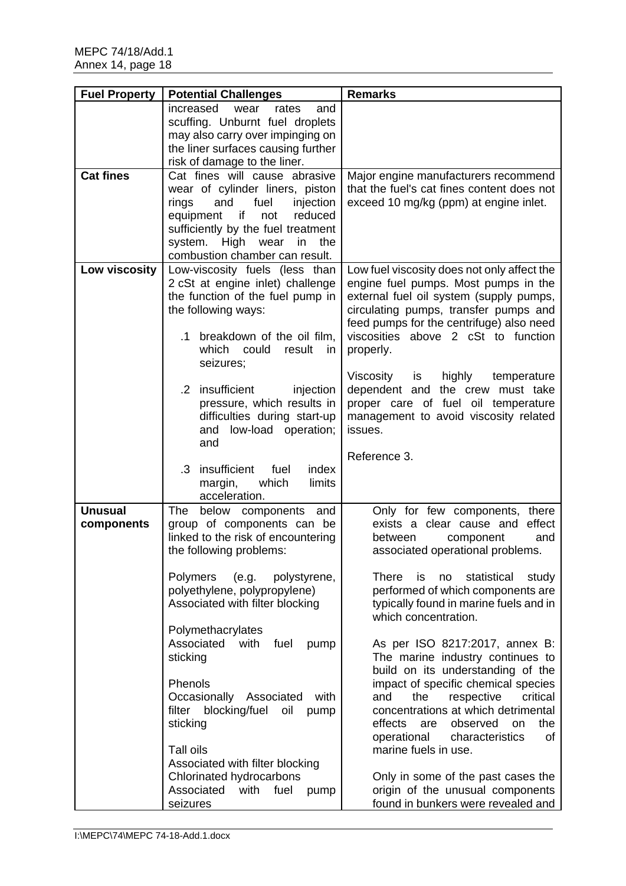| Fuel Property | Potential Challenges | Remarks |
|---|---|---|
| | increased wear rates and scuffing. Unburnt fuel droplets may also carry over impinging on the liner surfaces causing further risk of damage to the liner. | |
| **Cat fines** | Cat fines will cause abrasive wear of cylinder liners, piston rings and fuel injection equipment if not reduced sufficiently by the fuel treatment system. High wear in the combustion chamber can result. | Major engine manufacturers recommend that the fuel's cat fines content does not exceed 10 mg/kg (ppm) at engine inlet. |
| **Low viscosity** | Low-viscosity fuels (less than 2 cSt at engine inlet) challenge the function of the fuel pump in the following ways:<br><br>.1 breakdown of the oil film, which could result in seizures;<br><br>.2 insufficient injection pressure, which results in difficulties during start-up and low-load operation; and<br><br>.3 insufficient fuel index margin, which limits acceleration. | Low fuel viscosity does not only affect the engine fuel pumps. Most pumps in the external fuel oil system (supply pumps, circulating pumps, transfer pumps and feed pumps for the centrifuge) also need viscosities above 2 cSt to function properly.<br><br>Viscosity is highly temperature dependent and the crew must take proper care of fuel oil temperature management to avoid viscosity related issues.<br><br>Reference 3. |
| **Unusual components** | The below components and group of components can be linked to the risk of encountering the following problems:<br><br>Polymers (e.g. polystyrene, polyethylene, polypropylene)<br>Associated with filter blocking<br><br>Polymethacrylates<br>Associated with fuel pump sticking<br><br>Phenols<br>Occasionally Associated with filter blocking/fuel oil pump sticking<br><br>Tall oils<br>Associated with filter blocking<br>Chlorinated hydrocarbons<br>Associated with fuel pump seizures | Only for few components, there exists a clear cause and effect between component and associated operational problems.<br><br>There is no statistical study performed of which components are typically found in marine fuels and in which concentration.<br><br>As per ISO 8217:2017, annex B: The marine industry continues to build on its understanding of the impact of specific chemical species and the respective critical concentrations at which detrimental effects are observed on the operational characteristics of marine fuels in use.<br><br>Only in some of the past cases the origin of the unusual components found in bunkers were revealed and |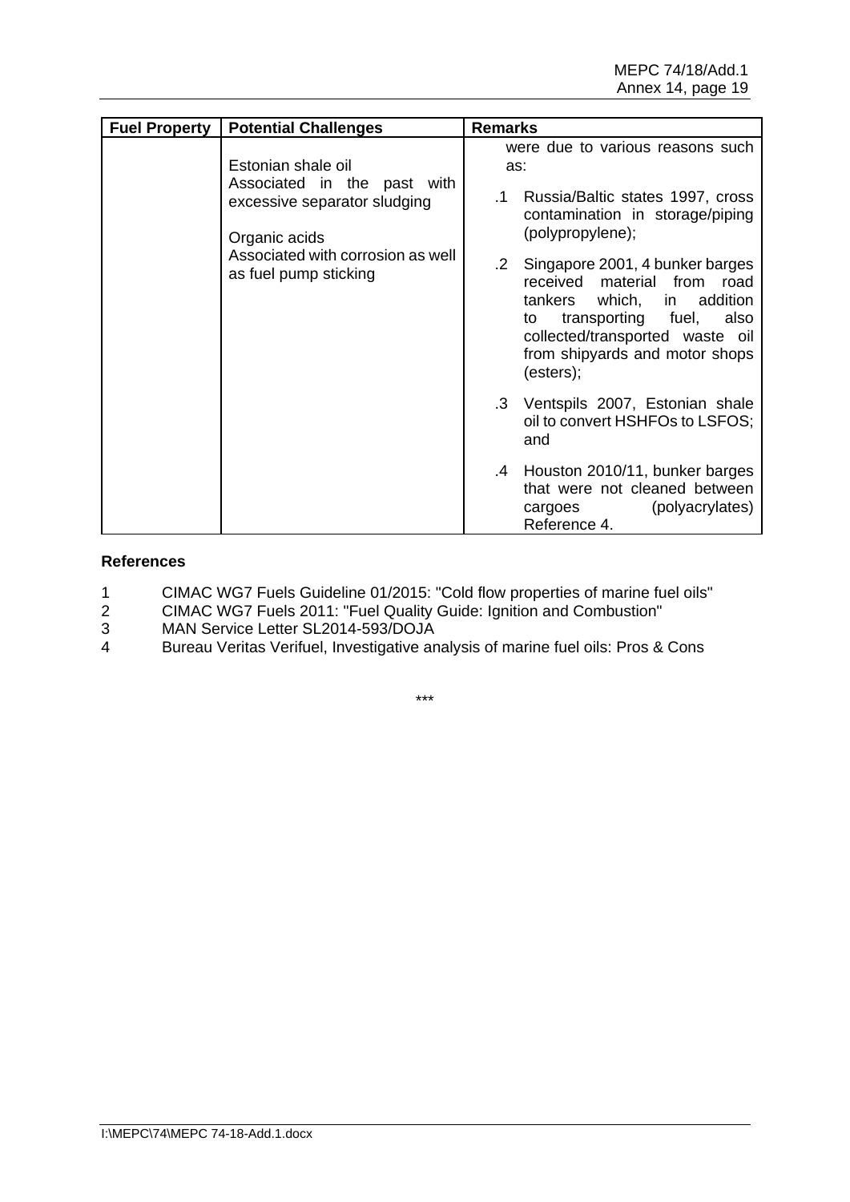| Fuel Property | Potential Challenges | Remarks |
|---|---|---|
| | Estonian shale oil<br>Associated in the past with excessive separator sludging<br><br>Organic acids<br>Associated with corrosion as well as fuel pump sticking | were due to various reasons such as:<br><br>.1 Russia/Baltic states 1997, cross contamination in storage/piping (polypropylene);<br><br>.2 Singapore 2001, 4 bunker barges received material from road tankers which, in addition to transporting fuel, also collected/transported waste oil from shipyards and motor shops (esters);<br><br>.3 Ventspils 2007, Estonian shale oil to convert HSHFOs to LSFOS; and<br><br>.4 Houston 2010/11, bunker barges that were not cleaned between cargoes (polyacrylates) Reference 4. |

**References**

1 CIMAC WG7 Fuels Guideline 01/2015: "Cold flow properties of marine fuel oils"
2 CIMAC WG7 Fuels 2011: "Fuel Quality Guide: Ignition and Combustion"
3 MAN Service Letter SL2014-593/DOJA
4 Bureau Veritas Verifuel, Investigative analysis of marine fuel oils: Pros & Cons

\*\*\*